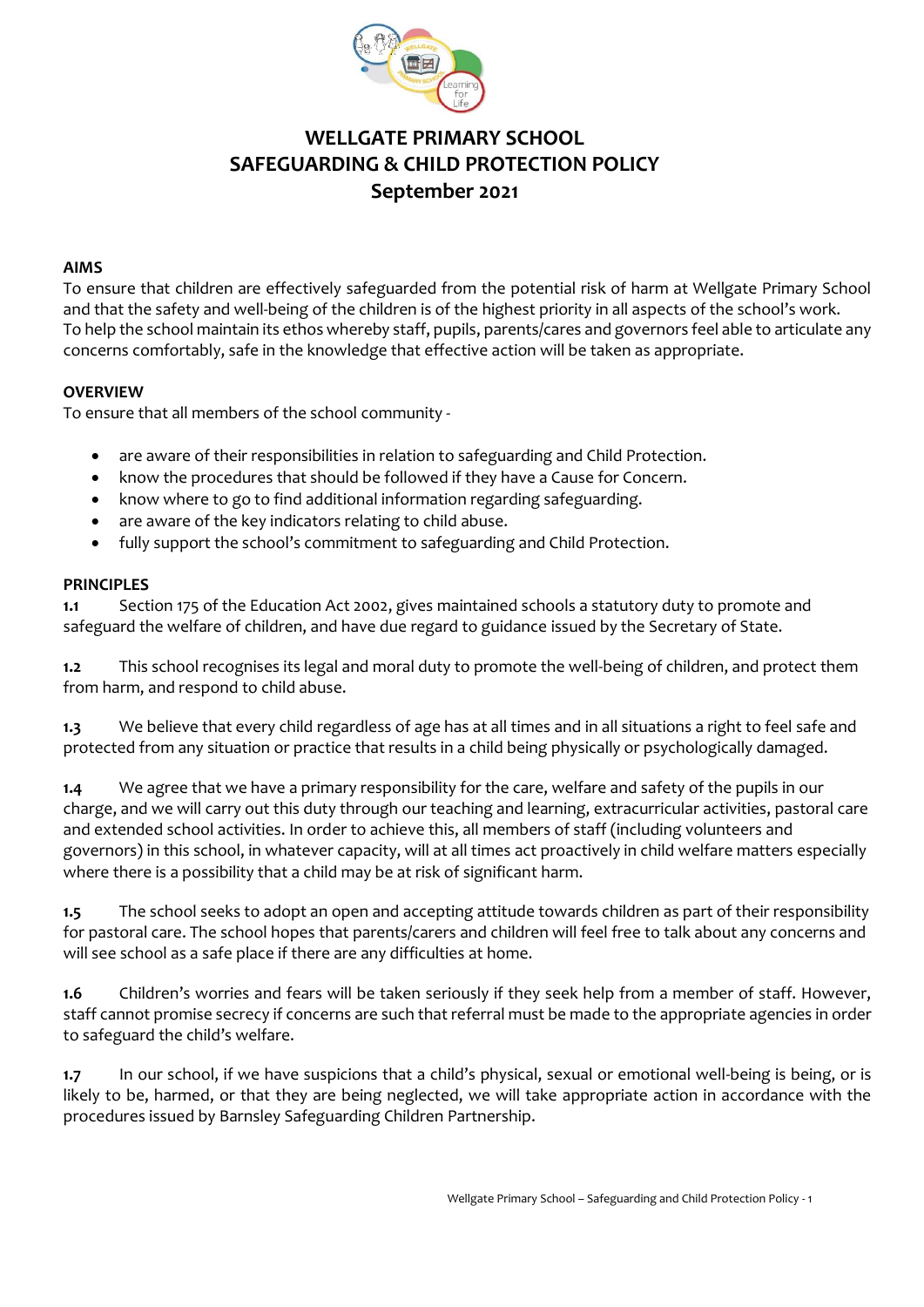# WELLGATE PRIMARY SCHOOL
# SAFEGUARDING & CHILD PROTECTION POLICY
# September 2021

**AIMS**

To ensure that children are effectively safeguarded from the potential risk of harm at Wellgate Primary School and that the safety and well-being of the children is of the highest priority in all aspects of the school's work. To help the school maintain its ethos whereby staff, pupils, parents/cares and governors feel able to articulate any concerns comfortably, safe in the knowledge that effective action will be taken as appropriate.

**OVERVIEW**

To ensure that all members of the school community -

- are aware of their responsibilities in relation to safeguarding and Child Protection.
- know the procedures that should be followed if they have a Cause for Concern.
- know where to go to find additional information regarding safeguarding.
- are aware of the key indicators relating to child abuse.
- fully support the school's commitment to safeguarding and Child Protection.

**PRINCIPLES**

**1.1** Section 175 of the Education Act 2002, gives maintained schools a statutory duty to promote and safeguard the welfare of children, and have due regard to guidance issued by the Secretary of State.

**1.2** This school recognises its legal and moral duty to promote the well-being of children, and protect them from harm, and respond to child abuse.

**1.3** We believe that every child regardless of age has at all times and in all situations a right to feel safe and protected from any situation or practice that results in a child being physically or psychologically damaged.

**1.4** We agree that we have a primary responsibility for the care, welfare and safety of the pupils in our charge, and we will carry out this duty through our teaching and learning, extracurricular activities, pastoral care and extended school activities. In order to achieve this, all members of staff (including volunteers and governors) in this school, in whatever capacity, will at all times act proactively in child welfare matters especially where there is a possibility that a child may be at risk of significant harm.

**1.5** The school seeks to adopt an open and accepting attitude towards children as part of their responsibility for pastoral care. The school hopes that parents/carers and children will feel free to talk about any concerns and will see school as a safe place if there are any difficulties at home.

**1.6** Children's worries and fears will be taken seriously if they seek help from a member of staff. However, staff cannot promise secrecy if concerns are such that referral must be made to the appropriate agencies in order to safeguard the child's welfare.

**1.7** In our school, if we have suspicions that a child's physical, sexual or emotional well-being is being, or is likely to be, harmed, or that they are being neglected, we will take appropriate action in accordance with the procedures issued by Barnsley Safeguarding Children Partnership.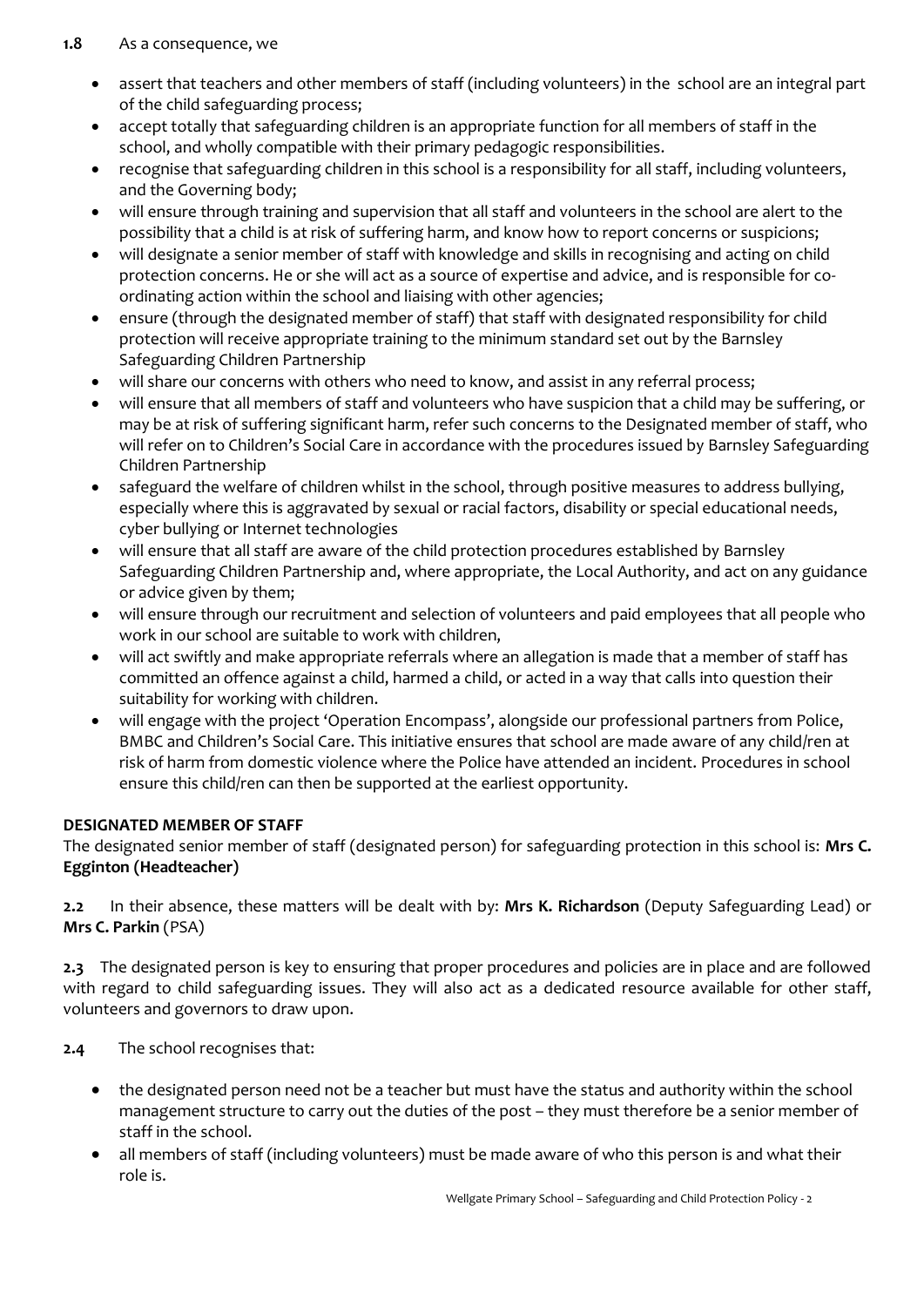**1.8** As a consequence, we

- assert that teachers and other members of staff (including volunteers) in the school are an integral part of the child safeguarding process;
- accept totally that safeguarding children is an appropriate function for all members of staff in the school, and wholly compatible with their primary pedagogic responsibilities.
- recognise that safeguarding children in this school is a responsibility for all staff, including volunteers, and the Governing body;
- will ensure through training and supervision that all staff and volunteers in the school are alert to the possibility that a child is at risk of suffering harm, and know how to report concerns or suspicions;
- will designate a senior member of staff with knowledge and skills in recognising and acting on child protection concerns. He or she will act as a source of expertise and advice, and is responsible for co-ordinating action within the school and liaising with other agencies;
- ensure (through the designated member of staff) that staff with designated responsibility for child protection will receive appropriate training to the minimum standard set out by the Barnsley Safeguarding Children Partnership
- will share our concerns with others who need to know, and assist in any referral process;
- will ensure that all members of staff and volunteers who have suspicion that a child may be suffering, or may be at risk of suffering significant harm, refer such concerns to the Designated member of staff, who will refer on to Children's Social Care in accordance with the procedures issued by Barnsley Safeguarding Children Partnership
- safeguard the welfare of children whilst in the school, through positive measures to address bullying, especially where this is aggravated by sexual or racial factors, disability or special educational needs, cyber bullying or Internet technologies
- will ensure that all staff are aware of the child protection procedures established by Barnsley Safeguarding Children Partnership and, where appropriate, the Local Authority, and act on any guidance or advice given by them;
- will ensure through our recruitment and selection of volunteers and paid employees that all people who work in our school are suitable to work with children,
- will act swiftly and make appropriate referrals where an allegation is made that a member of staff has committed an offence against a child, harmed a child, or acted in a way that calls into question their suitability for working with children.
- will engage with the project 'Operation Encompass', alongside our professional partners from Police, BMBC and Children's Social Care. This initiative ensures that school are made aware of any child/ren at risk of harm from domestic violence where the Police have attended an incident. Procedures in school ensure this child/ren can then be supported at the earliest opportunity.

**DESIGNATED MEMBER OF STAFF**

The designated senior member of staff (designated person) for safeguarding protection in this school is: **Mrs C. Egginton (Headteacher)**

**2.2** In their absence, these matters will be dealt with by: **Mrs K. Richardson** (Deputy Safeguarding Lead) or **Mrs C. Parkin** (PSA)

**2.3** The designated person is key to ensuring that proper procedures and policies are in place and are followed with regard to child safeguarding issues. They will also act as a dedicated resource available for other staff, volunteers and governors to draw upon.

**2.4** The school recognises that:

- the designated person need not be a teacher but must have the status and authority within the school management structure to carry out the duties of the post – they must therefore be a senior member of staff in the school.
- all members of staff (including volunteers) must be made aware of who this person is and what their role is.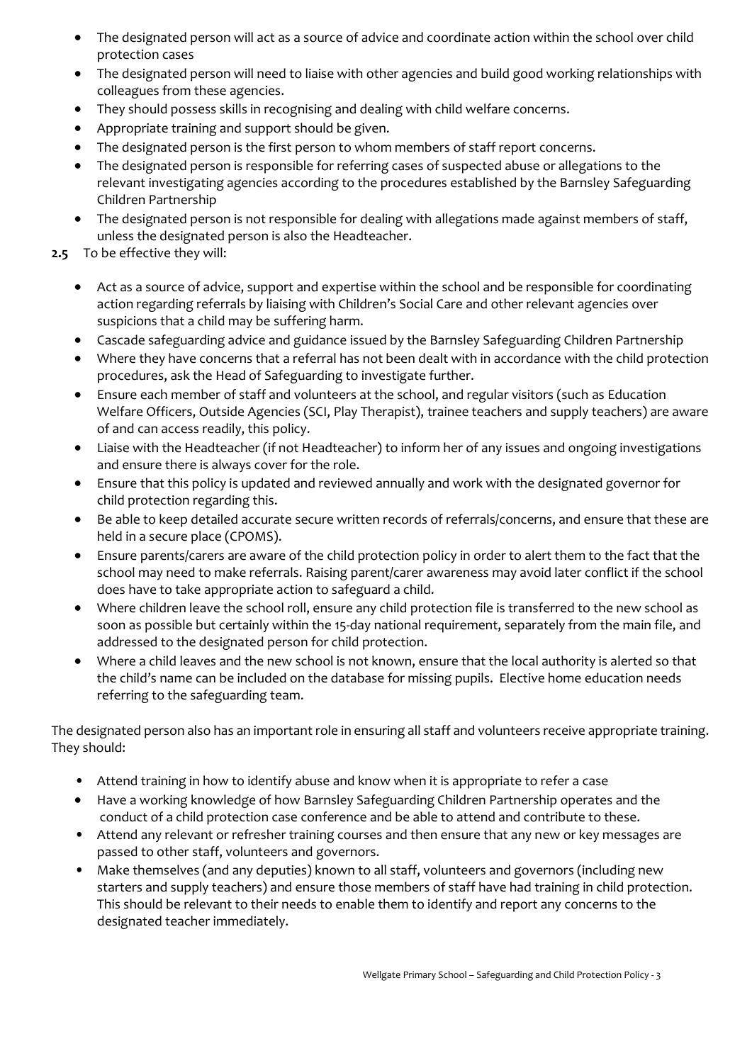- The designated person will act as a source of advice and coordinate action within the school over child protection cases
- The designated person will need to liaise with other agencies and build good working relationships with colleagues from these agencies.
- They should possess skills in recognising and dealing with child welfare concerns.
- Appropriate training and support should be given.
- The designated person is the first person to whom members of staff report concerns.
- The designated person is responsible for referring cases of suspected abuse or allegations to the relevant investigating agencies according to the procedures established by the Barnsley Safeguarding Children Partnership
- The designated person is not responsible for dealing with allegations made against members of staff, unless the designated person is also the Headteacher.

**2.5** To be effective they will:

- Act as a source of advice, support and expertise within the school and be responsible for coordinating action regarding referrals by liaising with Children's Social Care and other relevant agencies over suspicions that a child may be suffering harm.
- Cascade safeguarding advice and guidance issued by the Barnsley Safeguarding Children Partnership
- Where they have concerns that a referral has not been dealt with in accordance with the child protection procedures, ask the Head of Safeguarding to investigate further.
- Ensure each member of staff and volunteers at the school, and regular visitors (such as Education Welfare Officers, Outside Agencies (SCI, Play Therapist), trainee teachers and supply teachers) are aware of and can access readily, this policy.
- Liaise with the Headteacher (if not Headteacher) to inform her of any issues and ongoing investigations and ensure there is always cover for the role.
- Ensure that this policy is updated and reviewed annually and work with the designated governor for child protection regarding this.
- Be able to keep detailed accurate secure written records of referrals/concerns, and ensure that these are held in a secure place (CPOMS).
- Ensure parents/carers are aware of the child protection policy in order to alert them to the fact that the school may need to make referrals. Raising parent/carer awareness may avoid later conflict if the school does have to take appropriate action to safeguard a child.
- Where children leave the school roll, ensure any child protection file is transferred to the new school as soon as possible but certainly within the 15-day national requirement, separately from the main file, and addressed to the designated person for child protection.
- Where a child leaves and the new school is not known, ensure that the local authority is alerted so that the child's name can be included on the database for missing pupils. Elective home education needs referring to the safeguarding team.

The designated person also has an important role in ensuring all staff and volunteers receive appropriate training. They should:

- Attend training in how to identify abuse and know when it is appropriate to refer a case
- Have a working knowledge of how Barnsley Safeguarding Children Partnership operates and the conduct of a child protection case conference and be able to attend and contribute to these.
- Attend any relevant or refresher training courses and then ensure that any new or key messages are passed to other staff, volunteers and governors.
- Make themselves (and any deputies) known to all staff, volunteers and governors (including new starters and supply teachers) and ensure those members of staff have had training in child protection. This should be relevant to their needs to enable them to identify and report any concerns to the designated teacher immediately.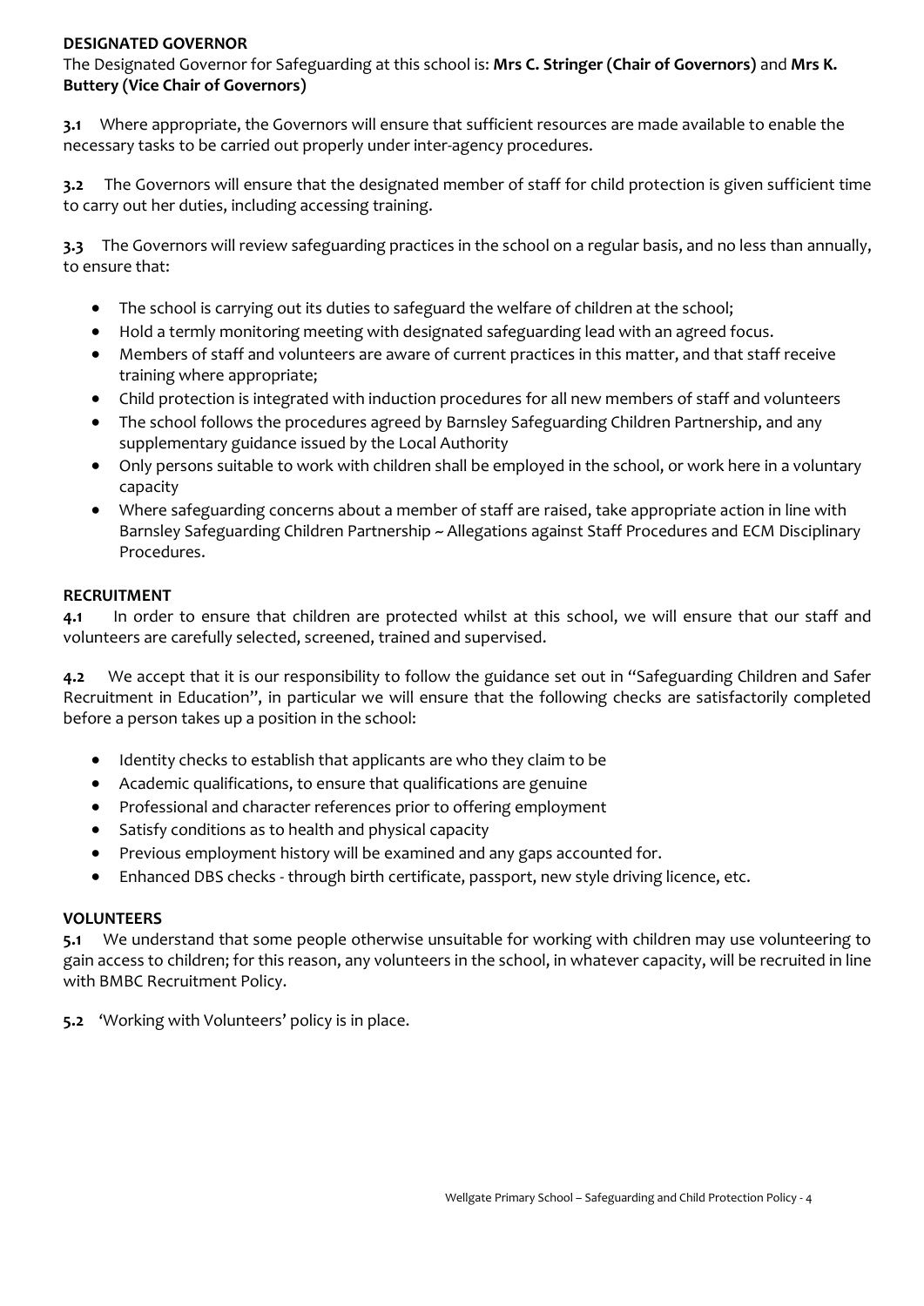## DESIGNATED GOVERNOR

The Designated Governor for Safeguarding at this school is: **Mrs C. Stringer (Chair of Governors)** and **Mrs K. Buttery (Vice Chair of Governors)**

**3.1** Where appropriate, the Governors will ensure that sufficient resources are made available to enable the necessary tasks to be carried out properly under inter-agency procedures.

**3.2** The Governors will ensure that the designated member of staff for child protection is given sufficient time to carry out her duties, including accessing training.

**3.3** The Governors will review safeguarding practices in the school on a regular basis, and no less than annually, to ensure that:

- The school is carrying out its duties to safeguard the welfare of children at the school;
- Hold a termly monitoring meeting with designated safeguarding lead with an agreed focus.
- Members of staff and volunteers are aware of current practices in this matter, and that staff receive training where appropriate;
- Child protection is integrated with induction procedures for all new members of staff and volunteers
- The school follows the procedures agreed by Barnsley Safeguarding Children Partnership, and any supplementary guidance issued by the Local Authority
- Only persons suitable to work with children shall be employed in the school, or work here in a voluntary capacity
- Where safeguarding concerns about a member of staff are raised, take appropriate action in line with Barnsley Safeguarding Children Partnership ~ Allegations against Staff Procedures and ECM Disciplinary Procedures.

## RECRUITMENT

**4.1** In order to ensure that children are protected whilst at this school, we will ensure that our staff and volunteers are carefully selected, screened, trained and supervised.

**4.2** We accept that it is our responsibility to follow the guidance set out in "Safeguarding Children and Safer Recruitment in Education", in particular we will ensure that the following checks are satisfactorily completed before a person takes up a position in the school:

- Identity checks to establish that applicants are who they claim to be
- Academic qualifications, to ensure that qualifications are genuine
- Professional and character references prior to offering employment
- Satisfy conditions as to health and physical capacity
- Previous employment history will be examined and any gaps accounted for.
- Enhanced DBS checks - through birth certificate, passport, new style driving licence, etc.

## VOLUNTEERS

**5.1** We understand that some people otherwise unsuitable for working with children may use volunteering to gain access to children; for this reason, any volunteers in the school, in whatever capacity, will be recruited in line with BMBC Recruitment Policy.

**5.2** 'Working with Volunteers' policy is in place.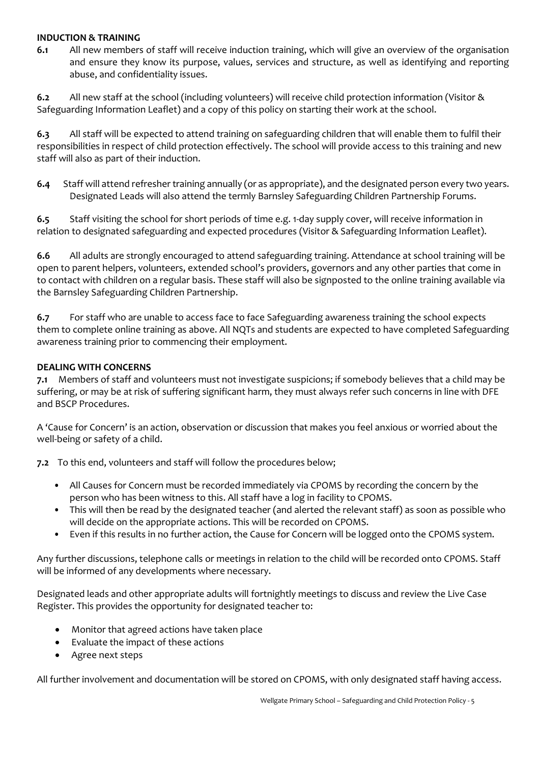**INDUCTION & TRAINING**

**6.1** All new members of staff will receive induction training, which will give an overview of the organisation and ensure they know its purpose, values, services and structure, as well as identifying and reporting abuse, and confidentiality issues.

**6.2** All new staff at the school (including volunteers) will receive child protection information (Visitor & Safeguarding Information Leaflet) and a copy of this policy on starting their work at the school.

**6.3** All staff will be expected to attend training on safeguarding children that will enable them to fulfil their responsibilities in respect of child protection effectively. The school will provide access to this training and new staff will also as part of their induction.

**6.4** Staff will attend refresher training annually (or as appropriate), and the designated person every two years. Designated Leads will also attend the termly Barnsley Safeguarding Children Partnership Forums.

**6.5** Staff visiting the school for short periods of time e.g. 1-day supply cover, will receive information in relation to designated safeguarding and expected procedures (Visitor & Safeguarding Information Leaflet).

**6.6** All adults are strongly encouraged to attend safeguarding training. Attendance at school training will be open to parent helpers, volunteers, extended school's providers, governors and any other parties that come in to contact with children on a regular basis. These staff will also be signposted to the online training available via the Barnsley Safeguarding Children Partnership.

**6.7** For staff who are unable to access face to face Safeguarding awareness training the school expects them to complete online training as above. All NQTs and students are expected to have completed Safeguarding awareness training prior to commencing their employment.

**DEALING WITH CONCERNS**

**7.1** Members of staff and volunteers must not investigate suspicions; if somebody believes that a child may be suffering, or may be at risk of suffering significant harm, they must always refer such concerns in line with DFE and BSCP Procedures.

A 'Cause for Concern' is an action, observation or discussion that makes you feel anxious or worried about the well-being or safety of a child.

**7.2** To this end, volunteers and staff will follow the procedures below;

- All Causes for Concern must be recorded immediately via CPOMS by recording the concern by the person who has been witness to this. All staff have a log in facility to CPOMS.
- This will then be read by the designated teacher (and alerted the relevant staff) as soon as possible who will decide on the appropriate actions. This will be recorded on CPOMS.
- Even if this results in no further action, the Cause for Concern will be logged onto the CPOMS system.

Any further discussions, telephone calls or meetings in relation to the child will be recorded onto CPOMS. Staff will be informed of any developments where necessary.

Designated leads and other appropriate adults will fortnightly meetings to discuss and review the Live Case Register. This provides the opportunity for designated teacher to:

- Monitor that agreed actions have taken place
- Evaluate the impact of these actions
- Agree next steps

All further involvement and documentation will be stored on CPOMS, with only designated staff having access.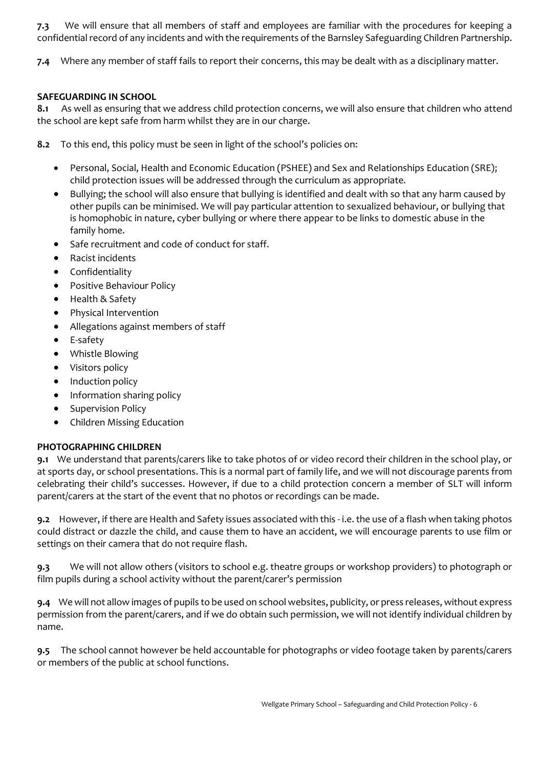**7.3** We will ensure that all members of staff and employees are familiar with the procedures for keeping a confidential record of any incidents and with the requirements of the Barnsley Safeguarding Children Partnership.

**7.4** Where any member of staff fails to report their concerns, this may be dealt with as a disciplinary matter.

**SAFEGUARDING IN SCHOOL**

**8.1** As well as ensuring that we address child protection concerns, we will also ensure that children who attend the school are kept safe from harm whilst they are in our charge.

**8.2** To this end, this policy must be seen in light of the school's policies on:

- Personal, Social, Health and Economic Education (PSHEE) and Sex and Relationships Education (SRE); child protection issues will be addressed through the curriculum as appropriate.
- Bullying; the school will also ensure that bullying is identified and dealt with so that any harm caused by other pupils can be minimised. We will pay particular attention to sexualized behaviour, or bullying that is homophobic in nature, cyber bullying or where there appear to be links to domestic abuse in the family home.
- Safe recruitment and code of conduct for staff.
- Racist incidents
- Confidentiality
- Positive Behaviour Policy
- Health & Safety
- Physical Intervention
- Allegations against members of staff
- E-safety
- Whistle Blowing
- Visitors policy
- Induction policy
- Information sharing policy
- Supervision Policy
- Children Missing Education

**PHOTOGRAPHING CHILDREN**

**9.1** We understand that parents/carers like to take photos of or video record their children in the school play, or at sports day, or school presentations. This is a normal part of family life, and we will not discourage parents from celebrating their child's successes. However, if due to a child protection concern a member of SLT will inform parent/carers at the start of the event that no photos or recordings can be made.

**9.2** However, if there are Health and Safety issues associated with this - i.e. the use of a flash when taking photos could distract or dazzle the child, and cause them to have an accident, we will encourage parents to use film or settings on their camera that do not require flash.

**9.3** We will not allow others (visitors to school e.g. theatre groups or workshop providers) to photograph or film pupils during a school activity without the parent/carer's permission

**9.4** We will not allow images of pupils to be used on school websites, publicity, or press releases, without express permission from the parent/carers, and if we do obtain such permission, we will not identify individual children by name.

**9.5** The school cannot however be held accountable for photographs or video footage taken by parents/carers or members of the public at school functions.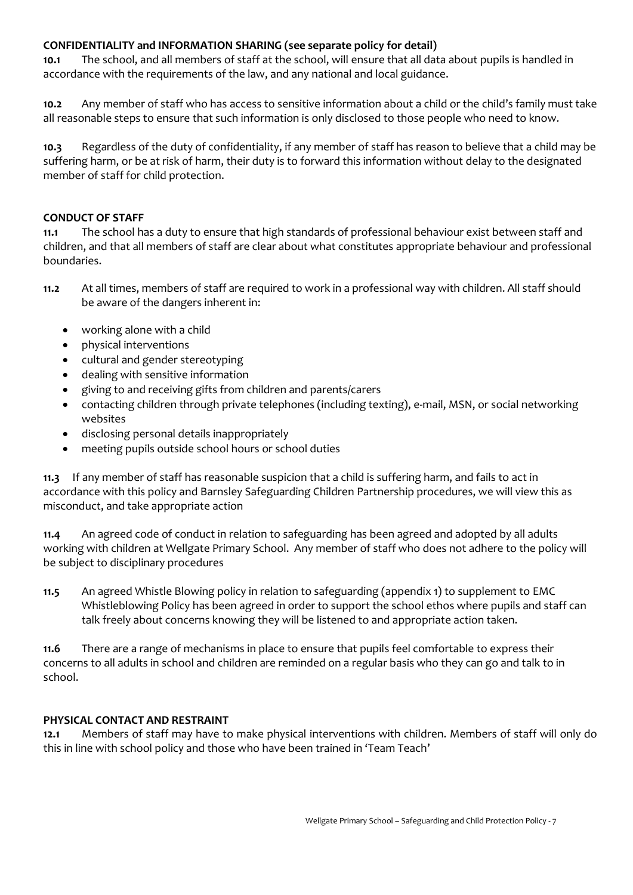**CONFIDENTIALITY and INFORMATION SHARING (see separate policy for detail)**

**10.1** The school, and all members of staff at the school, will ensure that all data about pupils is handled in accordance with the requirements of the law, and any national and local guidance.

**10.2** Any member of staff who has access to sensitive information about a child or the child's family must take all reasonable steps to ensure that such information is only disclosed to those people who need to know.

**10.3** Regardless of the duty of confidentiality, if any member of staff has reason to believe that a child may be suffering harm, or be at risk of harm, their duty is to forward this information without delay to the designated member of staff for child protection.

**CONDUCT OF STAFF**

**11.1** The school has a duty to ensure that high standards of professional behaviour exist between staff and children, and that all members of staff are clear about what constitutes appropriate behaviour and professional boundaries.

**11.2** At all times, members of staff are required to work in a professional way with children. All staff should be aware of the dangers inherent in:

- working alone with a child
- physical interventions
- cultural and gender stereotyping
- dealing with sensitive information
- giving to and receiving gifts from children and parents/carers
- contacting children through private telephones (including texting), e-mail, MSN, or social networking websites
- disclosing personal details inappropriately
- meeting pupils outside school hours or school duties

**11.3** If any member of staff has reasonable suspicion that a child is suffering harm, and fails to act in accordance with this policy and Barnsley Safeguarding Children Partnership procedures, we will view this as misconduct, and take appropriate action

**11.4** An agreed code of conduct in relation to safeguarding has been agreed and adopted by all adults working with children at Wellgate Primary School. Any member of staff who does not adhere to the policy will be subject to disciplinary procedures

**11.5** An agreed Whistle Blowing policy in relation to safeguarding (appendix 1) to supplement to EMC Whistleblowing Policy has been agreed in order to support the school ethos where pupils and staff can talk freely about concerns knowing they will be listened to and appropriate action taken.

**11.6** There are a range of mechanisms in place to ensure that pupils feel comfortable to express their concerns to all adults in school and children are reminded on a regular basis who they can go and talk to in school.

**PHYSICAL CONTACT AND RESTRAINT**

**12.1** Members of staff may have to make physical interventions with children. Members of staff will only do this in line with school policy and those who have been trained in 'Team Teach'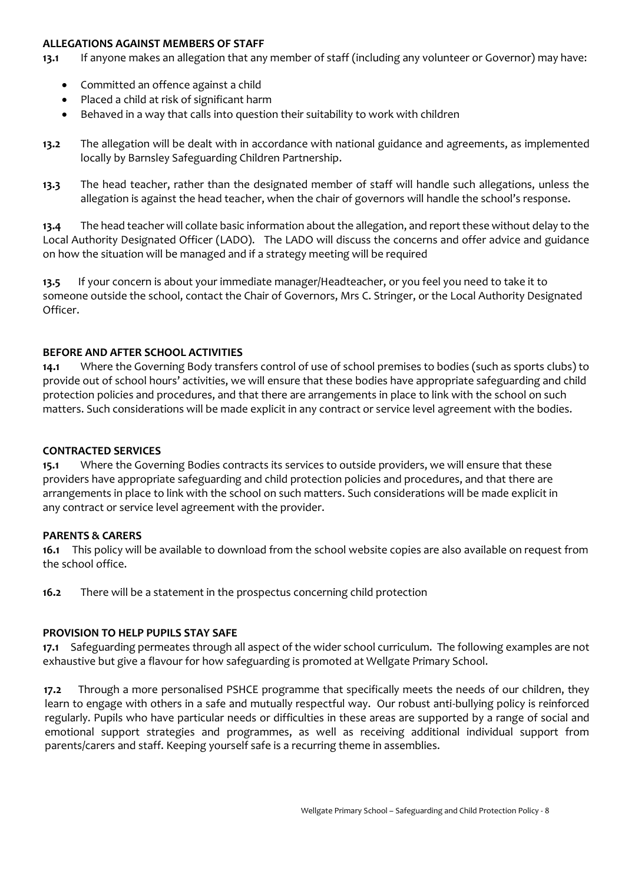## ALLEGATIONS AGAINST MEMBERS OF STAFF

**13.1** If anyone makes an allegation that any member of staff (including any volunteer or Governor) may have:

- Committed an offence against a child
- Placed a child at risk of significant harm
- Behaved in a way that calls into question their suitability to work with children

**13.2** The allegation will be dealt with in accordance with national guidance and agreements, as implemented locally by Barnsley Safeguarding Children Partnership.

**13.3** The head teacher, rather than the designated member of staff will handle such allegations, unless the allegation is against the head teacher, when the chair of governors will handle the school's response.

**13.4** The head teacher will collate basic information about the allegation, and report these without delay to the Local Authority Designated Officer (LADO). The LADO will discuss the concerns and offer advice and guidance on how the situation will be managed and if a strategy meeting will be required

**13.5** If your concern is about your immediate manager/Headteacher, or you feel you need to take it to someone outside the school, contact the Chair of Governors, Mrs C. Stringer, or the Local Authority Designated Officer.

## BEFORE AND AFTER SCHOOL ACTIVITIES

**14.1** Where the Governing Body transfers control of use of school premises to bodies (such as sports clubs) to provide out of school hours' activities, we will ensure that these bodies have appropriate safeguarding and child protection policies and procedures, and that there are arrangements in place to link with the school on such matters. Such considerations will be made explicit in any contract or service level agreement with the bodies.

## CONTRACTED SERVICES

**15.1** Where the Governing Bodies contracts its services to outside providers, we will ensure that these providers have appropriate safeguarding and child protection policies and procedures, and that there are arrangements in place to link with the school on such matters. Such considerations will be made explicit in any contract or service level agreement with the provider.

## PARENTS & CARERS

**16.1** This policy will be available to download from the school website copies are also available on request from the school office.

**16.2** There will be a statement in the prospectus concerning child protection

## PROVISION TO HELP PUPILS STAY SAFE

**17.1** Safeguarding permeates through all aspect of the wider school curriculum. The following examples are not exhaustive but give a flavour for how safeguarding is promoted at Wellgate Primary School.

**17.2** Through a more personalised PSHCE programme that specifically meets the needs of our children, they learn to engage with others in a safe and mutually respectful way. Our robust anti-bullying policy is reinforced regularly. Pupils who have particular needs or difficulties in these areas are supported by a range of social and emotional support strategies and programmes, as well as receiving additional individual support from parents/carers and staff. Keeping yourself safe is a recurring theme in assemblies.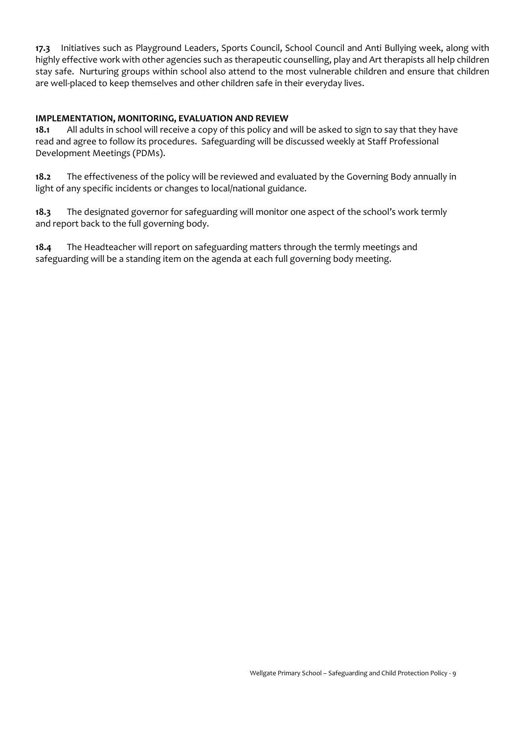**17.3** Initiatives such as Playground Leaders, Sports Council, School Council and Anti Bullying week, along with highly effective work with other agencies such as therapeutic counselling, play and Art therapists all help children stay safe. Nurturing groups within school also attend to the most vulnerable children and ensure that children are well-placed to keep themselves and other children safe in their everyday lives.

**IMPLEMENTATION, MONITORING, EVALUATION AND REVIEW**

**18.1** All adults in school will receive a copy of this policy and will be asked to sign to say that they have read and agree to follow its procedures. Safeguarding will be discussed weekly at Staff Professional Development Meetings (PDMs).

**18.2** The effectiveness of the policy will be reviewed and evaluated by the Governing Body annually in light of any specific incidents or changes to local/national guidance.

**18.3** The designated governor for safeguarding will monitor one aspect of the school's work termly and report back to the full governing body.

**18.4** The Headteacher will report on safeguarding matters through the termly meetings and safeguarding will be a standing item on the agenda at each full governing body meeting.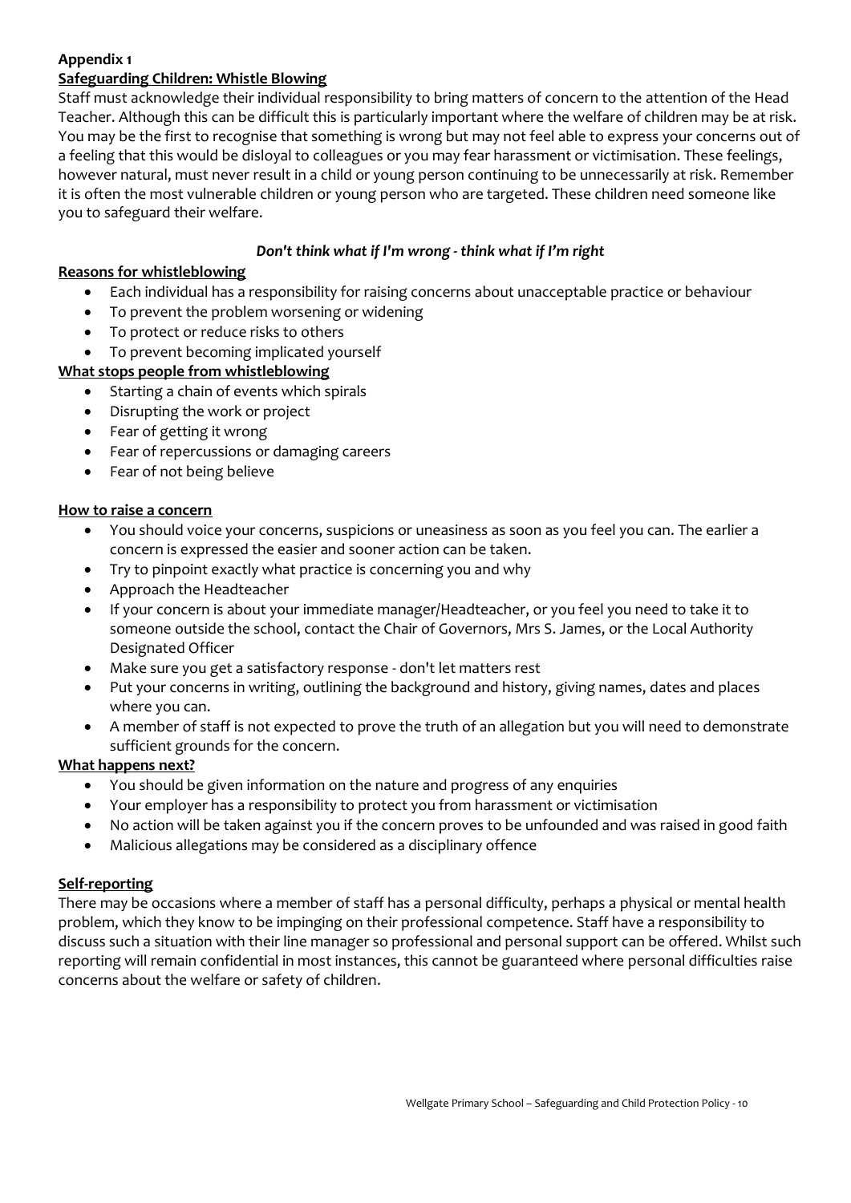**Appendix 1**

**Safeguarding Children: Whistle Blowing**

Staff must acknowledge their individual responsibility to bring matters of concern to the attention of the Head Teacher. Although this can be difficult this is particularly important where the welfare of children may be at risk. You may be the first to recognise that something is wrong but may not feel able to express your concerns out of a feeling that this would be disloyal to colleagues or you may fear harassment or victimisation. These feelings, however natural, must never result in a child or young person continuing to be unnecessarily at risk. Remember it is often the most vulnerable children or young person who are targeted. These children need someone like you to safeguard their welfare.

***Don't think what if I'm wrong - think what if I'm right***

**Reasons for whistleblowing**

- Each individual has a responsibility for raising concerns about unacceptable practice or behaviour
- To prevent the problem worsening or widening
- To protect or reduce risks to others
- To prevent becoming implicated yourself

**What stops people from whistleblowing**

- Starting a chain of events which spirals
- Disrupting the work or project
- Fear of getting it wrong
- Fear of repercussions or damaging careers
- Fear of not being believe

**How to raise a concern**

- You should voice your concerns, suspicions or uneasiness as soon as you feel you can. The earlier a concern is expressed the easier and sooner action can be taken.
- Try to pinpoint exactly what practice is concerning you and why
- Approach the Headteacher
- If your concern is about your immediate manager/Headteacher, or you feel you need to take it to someone outside the school, contact the Chair of Governors, Mrs S. James, or the Local Authority Designated Officer
- Make sure you get a satisfactory response - don't let matters rest
- Put your concerns in writing, outlining the background and history, giving names, dates and places where you can.
- A member of staff is not expected to prove the truth of an allegation but you will need to demonstrate sufficient grounds for the concern.

**What happens next?**

- You should be given information on the nature and progress of any enquiries
- Your employer has a responsibility to protect you from harassment or victimisation
- No action will be taken against you if the concern proves to be unfounded and was raised in good faith
- Malicious allegations may be considered as a disciplinary offence

**Self-reporting**

There may be occasions where a member of staff has a personal difficulty, perhaps a physical or mental health problem, which they know to be impinging on their professional competence. Staff have a responsibility to discuss such a situation with their line manager so professional and personal support can be offered. Whilst such reporting will remain confidential in most instances, this cannot be guaranteed where personal difficulties raise concerns about the welfare or safety of children.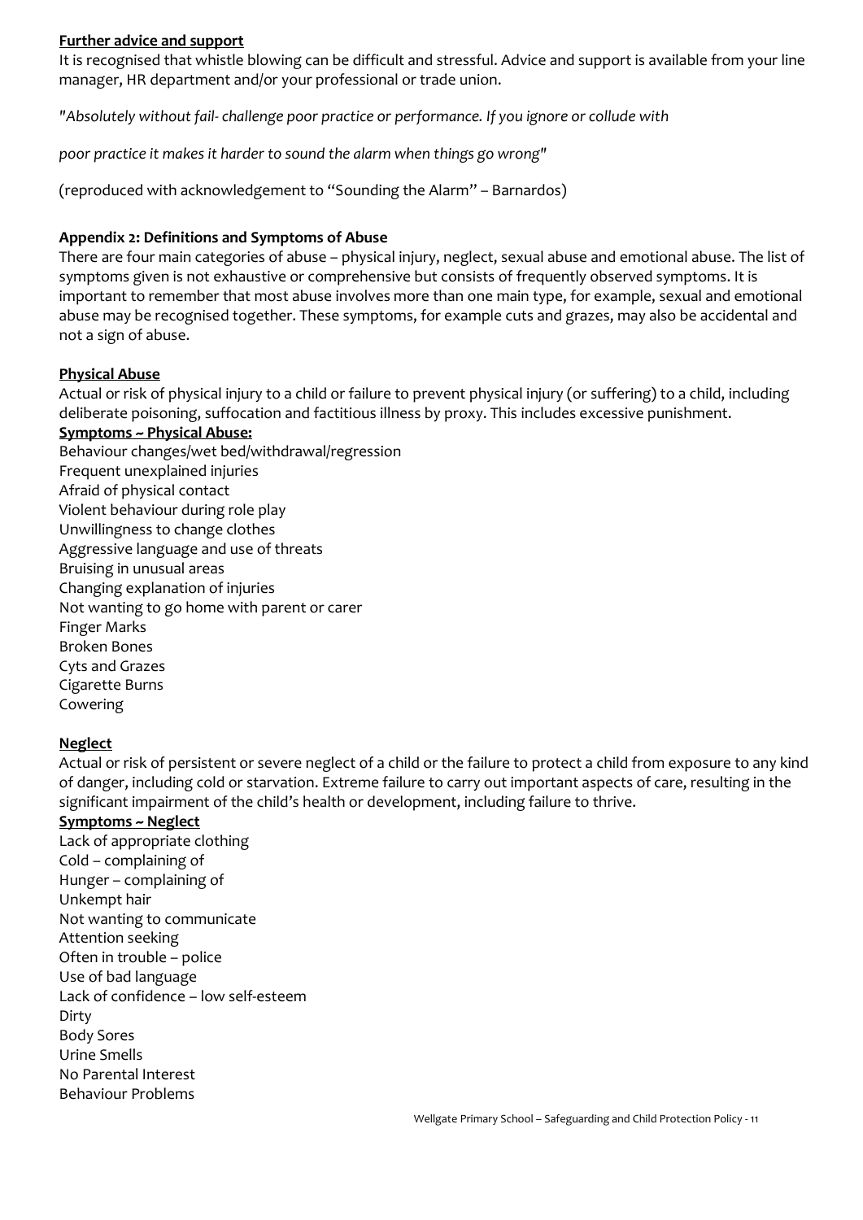**Further advice and support**

It is recognised that whistle blowing can be difficult and stressful. Advice and support is available from your line manager, HR department and/or your professional or trade union.

*"Absolutely without fail- challenge poor practice or performance. If you ignore or collude with*

*poor practice it makes it harder to sound the alarm when things go wrong"*

(reproduced with acknowledgement to "Sounding the Alarm" – Barnardos)

**Appendix 2: Definitions and Symptoms of Abuse**

There are four main categories of abuse – physical injury, neglect, sexual abuse and emotional abuse. The list of symptoms given is not exhaustive or comprehensive but consists of frequently observed symptoms. It is important to remember that most abuse involves more than one main type, for example, sexual and emotional abuse may be recognised together. These symptoms, for example cuts and grazes, may also be accidental and not a sign of abuse.

**Physical Abuse**

Actual or risk of physical injury to a child or failure to prevent physical injury (or suffering) to a child, including deliberate poisoning, suffocation and factitious illness by proxy. This includes excessive punishment.

**Symptoms ~ Physical Abuse:**

Behaviour changes/wet bed/withdrawal/regression
Frequent unexplained injuries
Afraid of physical contact
Violent behaviour during role play
Unwillingness to change clothes
Aggressive language and use of threats
Bruising in unusual areas
Changing explanation of injuries
Not wanting to go home with parent or carer
Finger Marks
Broken Bones
Cyts and Grazes
Cigarette Burns
Cowering

**Neglect**

Actual or risk of persistent or severe neglect of a child or the failure to protect a child from exposure to any kind of danger, including cold or starvation. Extreme failure to carry out important aspects of care, resulting in the significant impairment of the child's health or development, including failure to thrive.

**Symptoms ~ Neglect**

Lack of appropriate clothing
Cold – complaining of
Hunger – complaining of
Unkempt hair
Not wanting to communicate
Attention seeking
Often in trouble – police
Use of bad language
Lack of confidence – low self-esteem
Dirty
Body Sores
Urine Smells
No Parental Interest
Behaviour Problems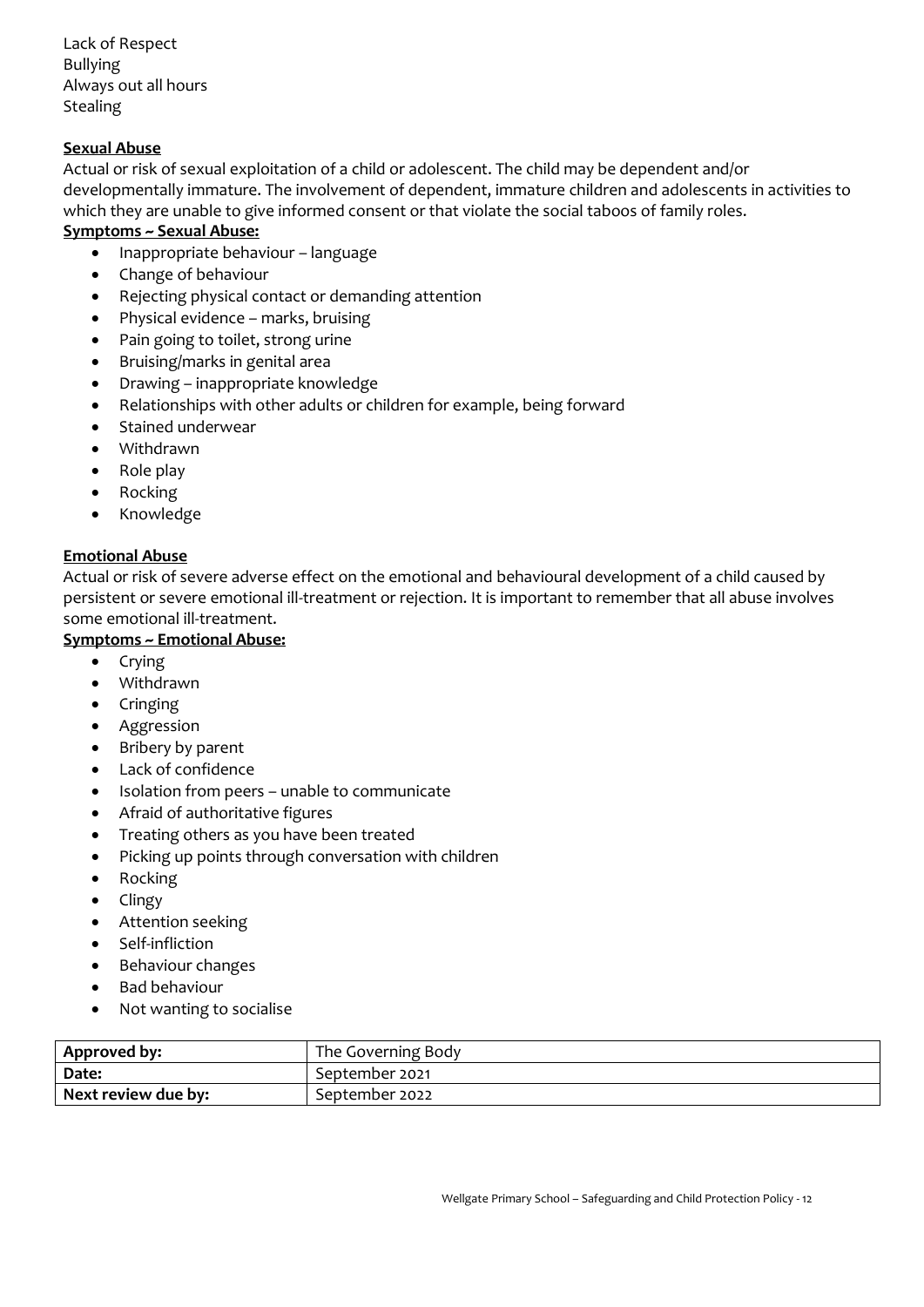Lack of Respect
Bullying
Always out all hours
Stealing

**Sexual Abuse**

Actual or risk of sexual exploitation of a child or adolescent. The child may be dependent and/or developmentally immature. The involvement of dependent, immature children and adolescents in activities to which they are unable to give informed consent or that violate the social taboos of family roles.

**Symptoms ~ Sexual Abuse:**

- Inappropriate behaviour – language
- Change of behaviour
- Rejecting physical contact or demanding attention
- Physical evidence – marks, bruising
- Pain going to toilet, strong urine
- Bruising/marks in genital area
- Drawing – inappropriate knowledge
- Relationships with other adults or children for example, being forward
- Stained underwear
- Withdrawn
- Role play
- Rocking
- Knowledge

**Emotional Abuse**

Actual or risk of severe adverse effect on the emotional and behavioural development of a child caused by persistent or severe emotional ill-treatment or rejection. It is important to remember that all abuse involves some emotional ill-treatment.

**Symptoms ~ Emotional Abuse:**

- Crying
- Withdrawn
- Cringing
- Aggression
- Bribery by parent
- Lack of confidence
- Isolation from peers – unable to communicate
- Afraid of authoritative figures
- Treating others as you have been treated
- Picking up points through conversation with children
- Rocking
- Clingy
- Attention seeking
- Self-infliction
- Behaviour changes
- Bad behaviour
- Not wanting to socialise

| | |
|---|---|
| **Approved by:** | The Governing Body |
| **Date:** | September 2021 |
| **Next review due by:** | September 2022 |